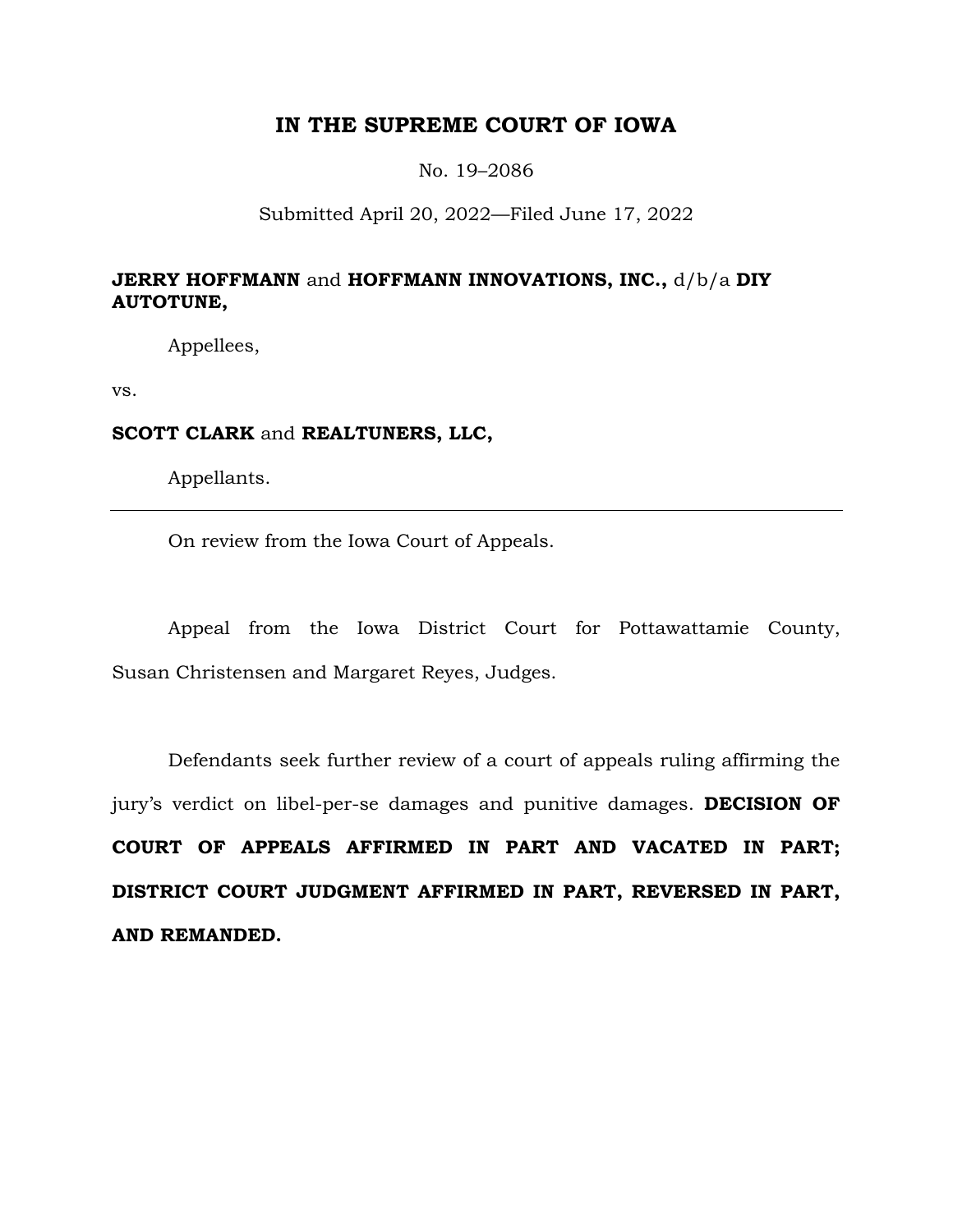# IN THE SUPREME COURT OF IOWA

No. 19–2086

Submitted April 20, 2022—Filed June 17, 2022

**JERRY HOFFMANN** and **HOFFMANN INNOVATIONS, INC.,** d/b/a **DIY AUTOTUNE,**

Appellees,

vs.

**SCOTT CLARK** and **REALTUNERS, LLC,**

Appellants.

---

On review from the Iowa Court of Appeals.

Appeal from the Iowa District Court for Pottawattamie County, Susan Christensen and Margaret Reyes, Judges.

Defendants seek further review of a court of appeals ruling affirming the jury's verdict on libel-per-se damages and punitive damages. **DECISION OF COURT OF APPEALS AFFIRMED IN PART AND VACATED IN PART; DISTRICT COURT JUDGMENT AFFIRMED IN PART, REVERSED IN PART, AND REMANDED.**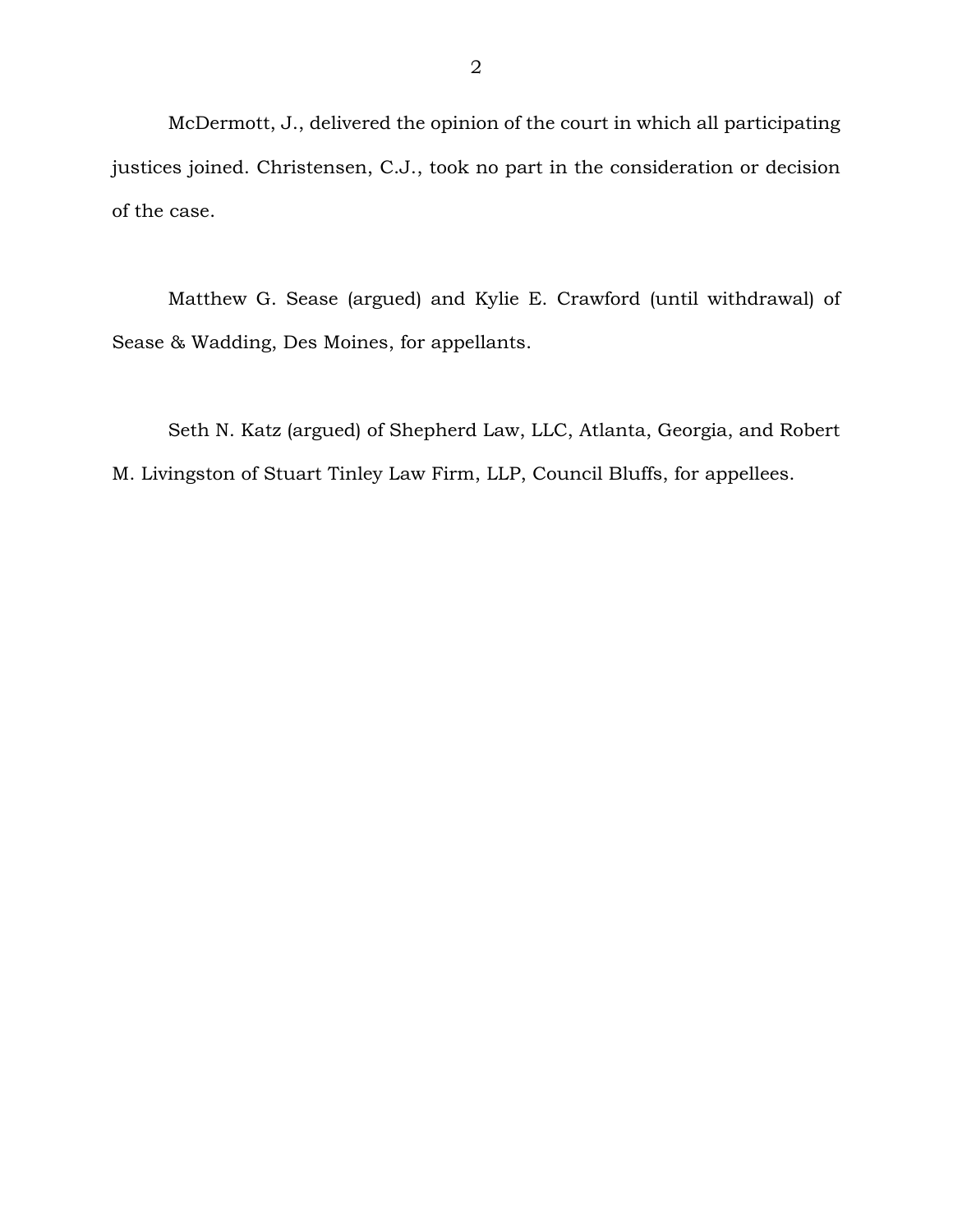McDermott, J., delivered the opinion of the court in which all participating justices joined. Christensen, C.J., took no part in the consideration or decision of the case.

Matthew G. Sease (argued) and Kylie E. Crawford (until withdrawal) of Sease & Wadding, Des Moines, for appellants.

Seth N. Katz (argued) of Shepherd Law, LLC, Atlanta, Georgia, and Robert M. Livingston of Stuart Tinley Law Firm, LLP, Council Bluffs, for appellees.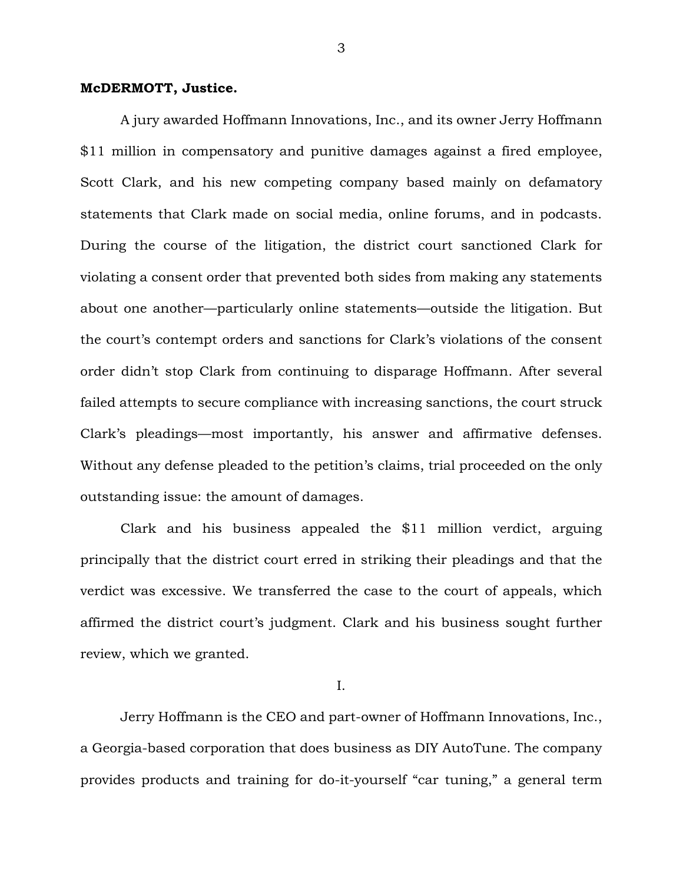**McDERMOTT, Justice.**

A jury awarded Hoffmann Innovations, Inc., and its owner Jerry Hoffmann $11 million in compensatory and punitive damages against a fired employee, Scott Clark, and his new competing company based mainly on defamatory statements that Clark made on social media, online forums, and in podcasts. During the course of the litigation, the district court sanctioned Clark for violating a consent order that prevented both sides from making any statements about one another—particularly online statements—outside the litigation. But the court's contempt orders and sanctions for Clark's violations of the consent order didn't stop Clark from continuing to disparage Hoffmann. After several failed attempts to secure compliance with increasing sanctions, the court struck Clark's pleadings—most importantly, his answer and affirmative defenses. Without any defense pleaded to the petition's claims, trial proceeded on the only outstanding issue: the amount of damages.

Clark and his business appealed the $11 million verdict, arguing principally that the district court erred in striking their pleadings and that the verdict was excessive. We transferred the case to the court of appeals, which affirmed the district court's judgment. Clark and his business sought further review, which we granted.

I.

Jerry Hoffmann is the CEO and part-owner of Hoffmann Innovations, Inc., a Georgia-based corporation that does business as DIY AutoTune. The company provides products and training for do-it-yourself "car tuning," a general term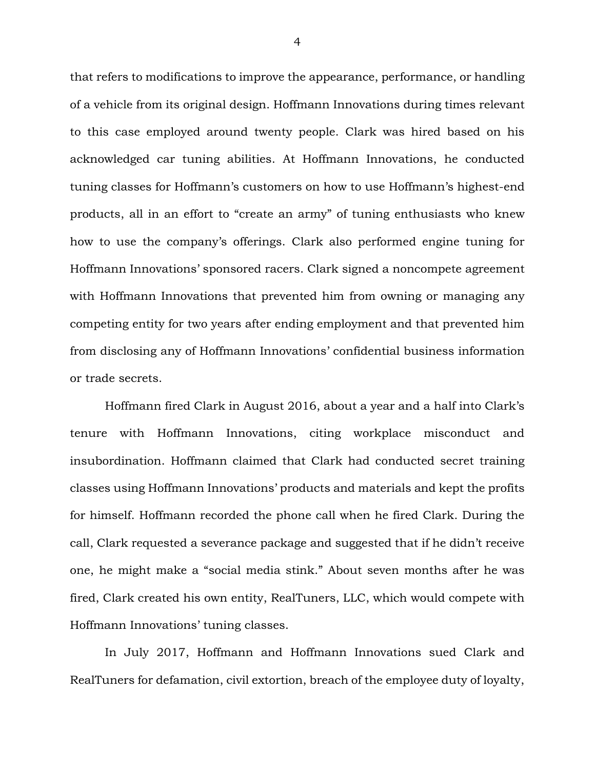that refers to modifications to improve the appearance, performance, or handling of a vehicle from its original design. Hoffmann Innovations during times relevant to this case employed around twenty people. Clark was hired based on his acknowledged car tuning abilities. At Hoffmann Innovations, he conducted tuning classes for Hoffmann's customers on how to use Hoffmann's highest-end products, all in an effort to "create an army" of tuning enthusiasts who knew how to use the company's offerings. Clark also performed engine tuning for Hoffmann Innovations' sponsored racers. Clark signed a noncompete agreement with Hoffmann Innovations that prevented him from owning or managing any competing entity for two years after ending employment and that prevented him from disclosing any of Hoffmann Innovations' confidential business information or trade secrets.

Hoffmann fired Clark in August 2016, about a year and a half into Clark's tenure with Hoffmann Innovations, citing workplace misconduct and insubordination. Hoffmann claimed that Clark had conducted secret training classes using Hoffmann Innovations' products and materials and kept the profits for himself. Hoffmann recorded the phone call when he fired Clark. During the call, Clark requested a severance package and suggested that if he didn't receive one, he might make a "social media stink." About seven months after he was fired, Clark created his own entity, RealTuners, LLC, which would compete with Hoffmann Innovations' tuning classes.

In July 2017, Hoffmann and Hoffmann Innovations sued Clark and RealTuners for defamation, civil extortion, breach of the employee duty of loyalty,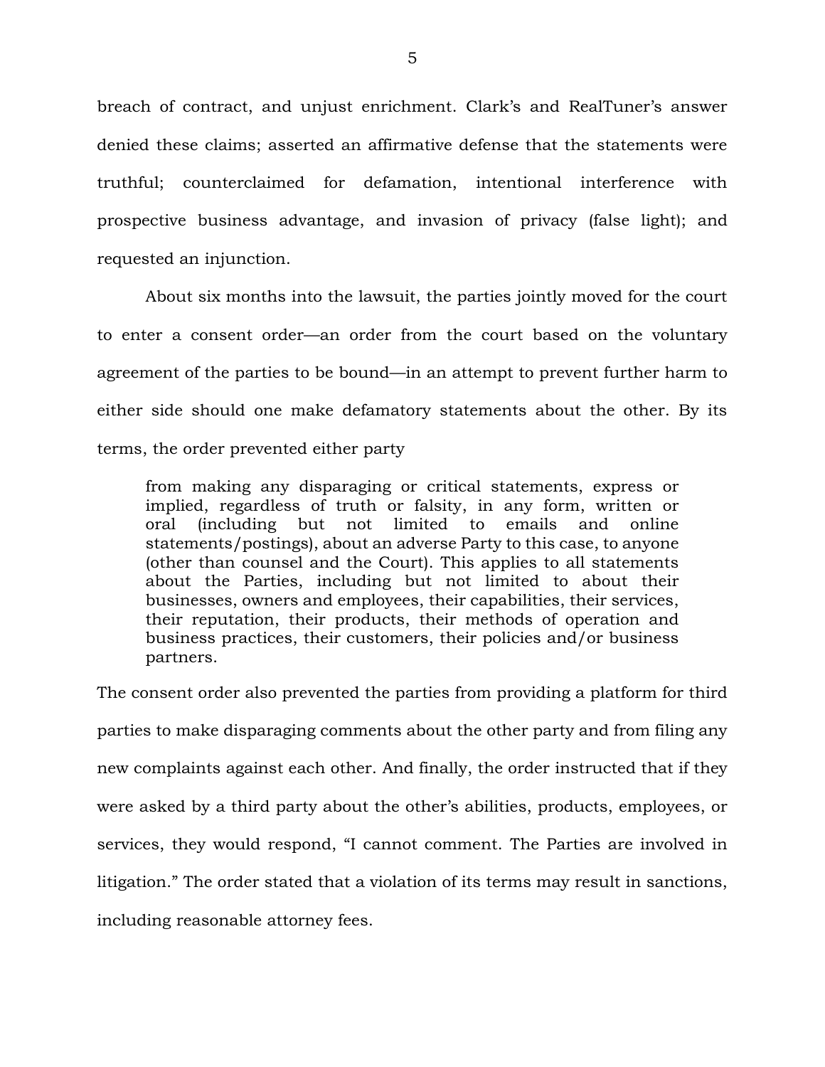breach of contract, and unjust enrichment. Clark's and RealTuner's answer denied these claims; asserted an affirmative defense that the statements were truthful; counterclaimed for defamation, intentional interference with prospective business advantage, and invasion of privacy (false light); and requested an injunction.

About six months into the lawsuit, the parties jointly moved for the court to enter a consent order—an order from the court based on the voluntary agreement of the parties to be bound—in an attempt to prevent further harm to either side should one make defamatory statements about the other. By its terms, the order prevented either party

> from making any disparaging or critical statements, express or implied, regardless of truth or falsity, in any form, written or oral (including but not limited to emails and online statements/postings), about an adverse Party to this case, to anyone (other than counsel and the Court). This applies to all statements about the Parties, including but not limited to about their businesses, owners and employees, their capabilities, their services, their reputation, their products, their methods of operation and business practices, their customers, their policies and/or business partners.

The consent order also prevented the parties from providing a platform for third parties to make disparaging comments about the other party and from filing any new complaints against each other. And finally, the order instructed that if they were asked by a third party about the other's abilities, products, employees, or services, they would respond, "I cannot comment. The Parties are involved in litigation." The order stated that a violation of its terms may result in sanctions, including reasonable attorney fees.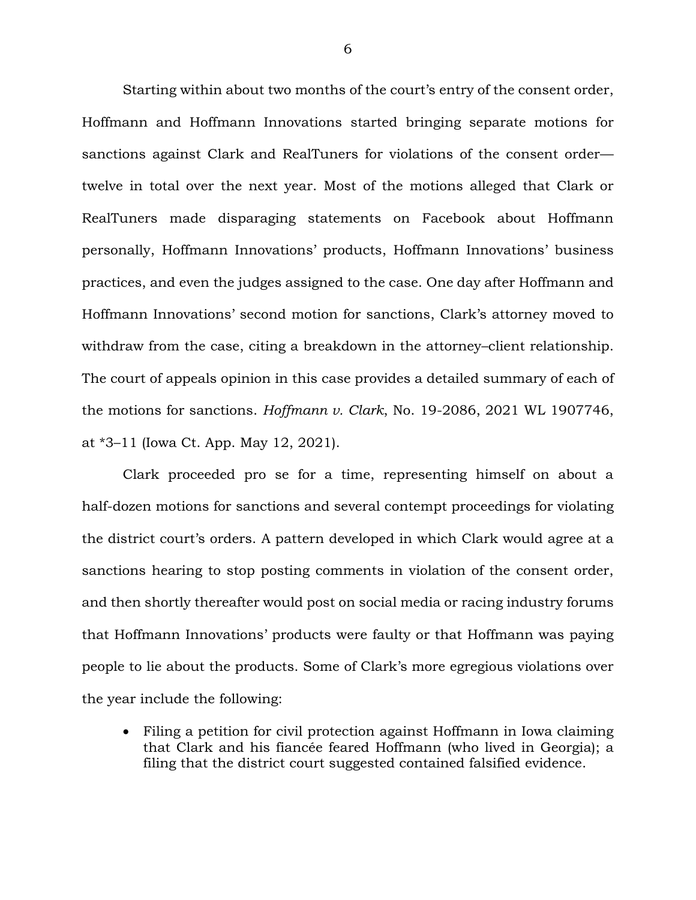Starting within about two months of the court's entry of the consent order, Hoffmann and Hoffmann Innovations started bringing separate motions for sanctions against Clark and RealTuners for violations of the consent order—twelve in total over the next year. Most of the motions alleged that Clark or RealTuners made disparaging statements on Facebook about Hoffmann personally, Hoffmann Innovations' products, Hoffmann Innovations' business practices, and even the judges assigned to the case. One day after Hoffmann and Hoffmann Innovations' second motion for sanctions, Clark's attorney moved to withdraw from the case, citing a breakdown in the attorney–client relationship. The court of appeals opinion in this case provides a detailed summary of each of the motions for sanctions. *Hoffmann v. Clark*, No. 19-2086, 2021 WL 1907746, at *3–11 (Iowa Ct. App. May 12, 2021).

Clark proceeded pro se for a time, representing himself on about a half-dozen motions for sanctions and several contempt proceedings for violating the district court's orders. A pattern developed in which Clark would agree at a sanctions hearing to stop posting comments in violation of the consent order, and then shortly thereafter would post on social media or racing industry forums that Hoffmann Innovations' products were faulty or that Hoffmann was paying people to lie about the products. Some of Clark's more egregious violations over the year include the following:

- Filing a petition for civil protection against Hoffmann in Iowa claiming that Clark and his fiancée feared Hoffmann (who lived in Georgia); a filing that the district court suggested contained falsified evidence.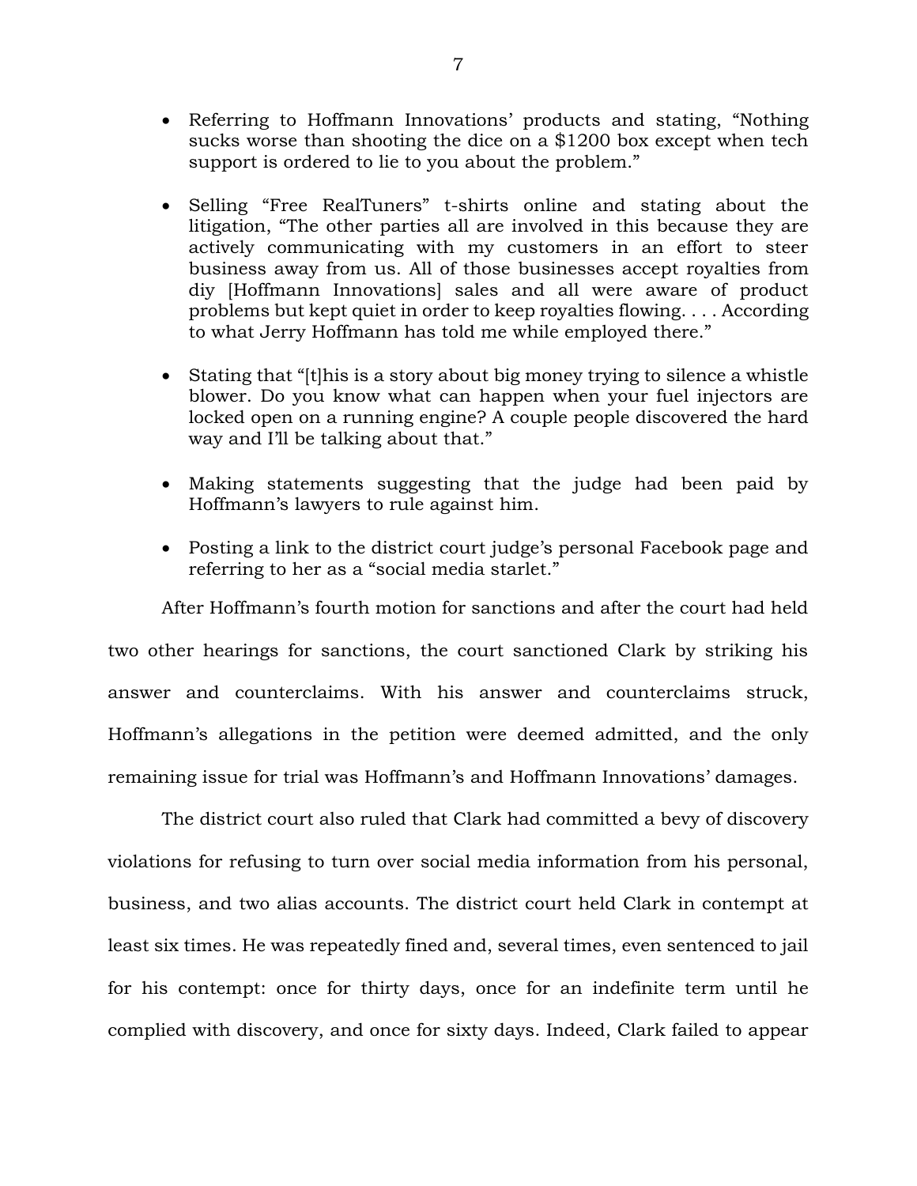- Referring to Hoffmann Innovations' products and stating, "Nothing sucks worse than shooting the dice on a $1200 box except when tech support is ordered to lie to you about the problem."

- Selling "Free RealTuners" t-shirts online and stating about the litigation, "The other parties all are involved in this because they are actively communicating with my customers in an effort to steer business away from us. All of those businesses accept royalties from diy [Hoffmann Innovations] sales and all were aware of product problems but kept quiet in order to keep royalties flowing. . . . According to what Jerry Hoffmann has told me while employed there."

- Stating that "[t]his is a story about big money trying to silence a whistle blower. Do you know what can happen when your fuel injectors are locked open on a running engine? A couple people discovered the hard way and I'll be talking about that."

- Making statements suggesting that the judge had been paid by Hoffmann's lawyers to rule against him.

- Posting a link to the district court judge's personal Facebook page and referring to her as a "social media starlet."

After Hoffmann's fourth motion for sanctions and after the court had held two other hearings for sanctions, the court sanctioned Clark by striking his answer and counterclaims. With his answer and counterclaims struck, Hoffmann's allegations in the petition were deemed admitted, and the only remaining issue for trial was Hoffmann's and Hoffmann Innovations' damages.

The district court also ruled that Clark had committed a bevy of discovery violations for refusing to turn over social media information from his personal, business, and two alias accounts. The district court held Clark in contempt at least six times. He was repeatedly fined and, several times, even sentenced to jail for his contempt: once for thirty days, once for an indefinite term until he complied with discovery, and once for sixty days. Indeed, Clark failed to appear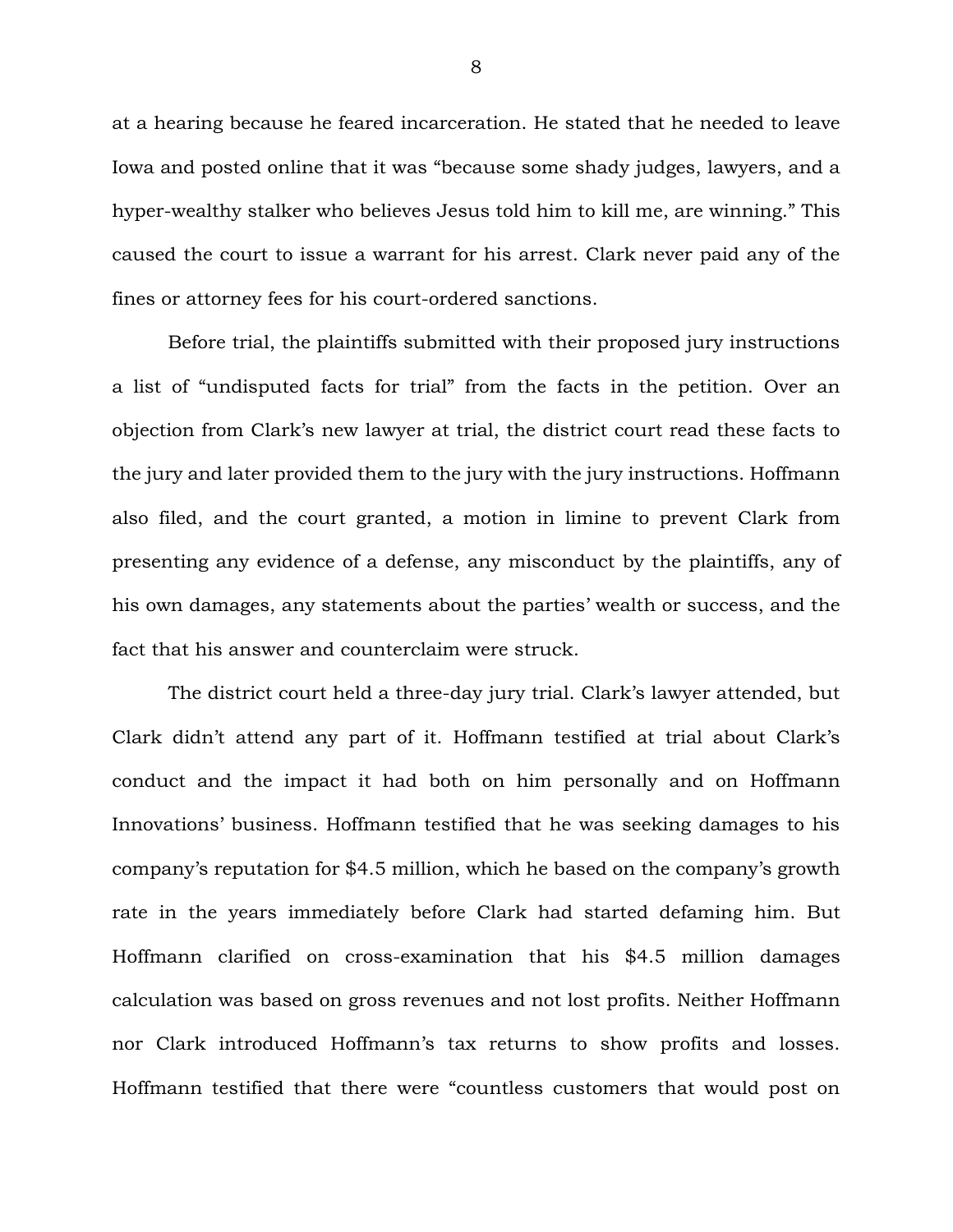at a hearing because he feared incarceration. He stated that he needed to leave Iowa and posted online that it was "because some shady judges, lawyers, and a hyper-wealthy stalker who believes Jesus told him to kill me, are winning." This caused the court to issue a warrant for his arrest. Clark never paid any of the fines or attorney fees for his court-ordered sanctions.

Before trial, the plaintiffs submitted with their proposed jury instructions a list of "undisputed facts for trial" from the facts in the petition. Over an objection from Clark's new lawyer at trial, the district court read these facts to the jury and later provided them to the jury with the jury instructions. Hoffmann also filed, and the court granted, a motion in limine to prevent Clark from presenting any evidence of a defense, any misconduct by the plaintiffs, any of his own damages, any statements about the parties' wealth or success, and the fact that his answer and counterclaim were struck.

The district court held a three-day jury trial. Clark's lawyer attended, but Clark didn't attend any part of it. Hoffmann testified at trial about Clark's conduct and the impact it had both on him personally and on Hoffmann Innovations' business. Hoffmann testified that he was seeking damages to his company's reputation for $4.5 million, which he based on the company's growth rate in the years immediately before Clark had started defaming him. But Hoffmann clarified on cross-examination that his $4.5 million damages calculation was based on gross revenues and not lost profits. Neither Hoffmann nor Clark introduced Hoffmann's tax returns to show profits and losses. Hoffmann testified that there were "countless customers that would post on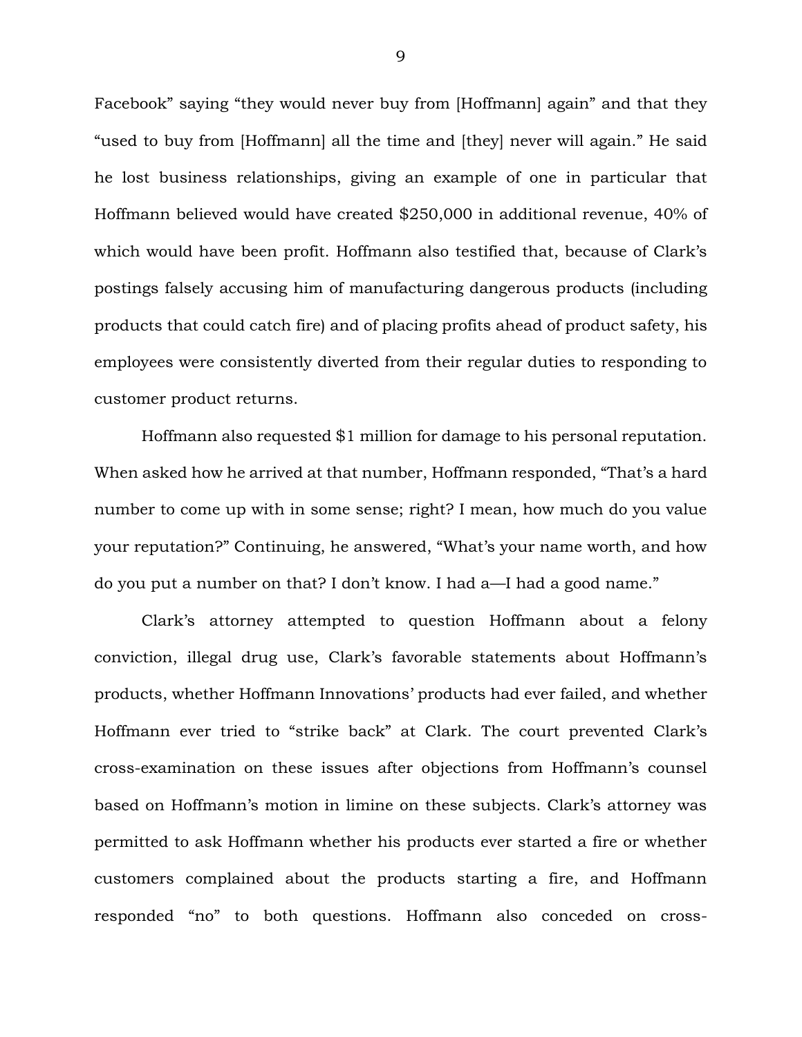Facebook" saying "they would never buy from [Hoffmann] again" and that they "used to buy from [Hoffmann] all the time and [they] never will again." He said he lost business relationships, giving an example of one in particular that Hoffmann believed would have created $250,000 in additional revenue, 40% of which would have been profit. Hoffmann also testified that, because of Clark's postings falsely accusing him of manufacturing dangerous products (including products that could catch fire) and of placing profits ahead of product safety, his employees were consistently diverted from their regular duties to responding to customer product returns.

Hoffmann also requested $1 million for damage to his personal reputation. When asked how he arrived at that number, Hoffmann responded, "That's a hard number to come up with in some sense; right? I mean, how much do you value your reputation?" Continuing, he answered, "What's your name worth, and how do you put a number on that? I don't know. I had a—I had a good name."

Clark's attorney attempted to question Hoffmann about a felony conviction, illegal drug use, Clark's favorable statements about Hoffmann's products, whether Hoffmann Innovations' products had ever failed, and whether Hoffmann ever tried to "strike back" at Clark. The court prevented Clark's cross-examination on these issues after objections from Hoffmann's counsel based on Hoffmann's motion in limine on these subjects. Clark's attorney was permitted to ask Hoffmann whether his products ever started a fire or whether customers complained about the products starting a fire, and Hoffmann responded "no" to both questions. Hoffmann also conceded on cross-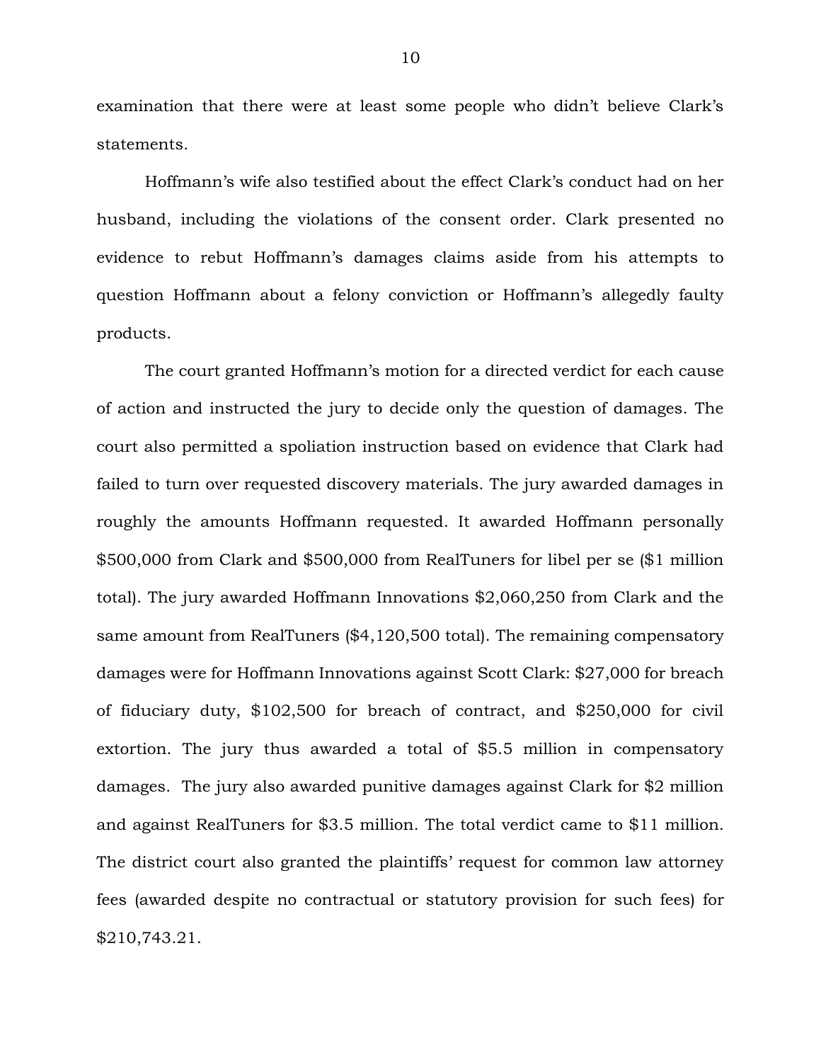examination that there were at least some people who didn't believe Clark's statements.

Hoffmann's wife also testified about the effect Clark's conduct had on her husband, including the violations of the consent order. Clark presented no evidence to rebut Hoffmann's damages claims aside from his attempts to question Hoffmann about a felony conviction or Hoffmann's allegedly faulty products.

The court granted Hoffmann's motion for a directed verdict for each cause of action and instructed the jury to decide only the question of damages. The court also permitted a spoliation instruction based on evidence that Clark had failed to turn over requested discovery materials. The jury awarded damages in roughly the amounts Hoffmann requested. It awarded Hoffmann personally $500,000 from Clark and $500,000 from RealTuners for libel per se ($1 million total). The jury awarded Hoffmann Innovations $2,060,250 from Clark and the same amount from RealTuners ($4,120,500 total). The remaining compensatory damages were for Hoffmann Innovations against Scott Clark: $27,000 for breach of fiduciary duty, $102,500 for breach of contract, and $250,000 for civil extortion. The jury thus awarded a total of $5.5 million in compensatory damages. The jury also awarded punitive damages against Clark for $2 million and against RealTuners for $3.5 million. The total verdict came to $11 million. The district court also granted the plaintiffs' request for common law attorney fees (awarded despite no contractual or statutory provision for such fees) for $210,743.21.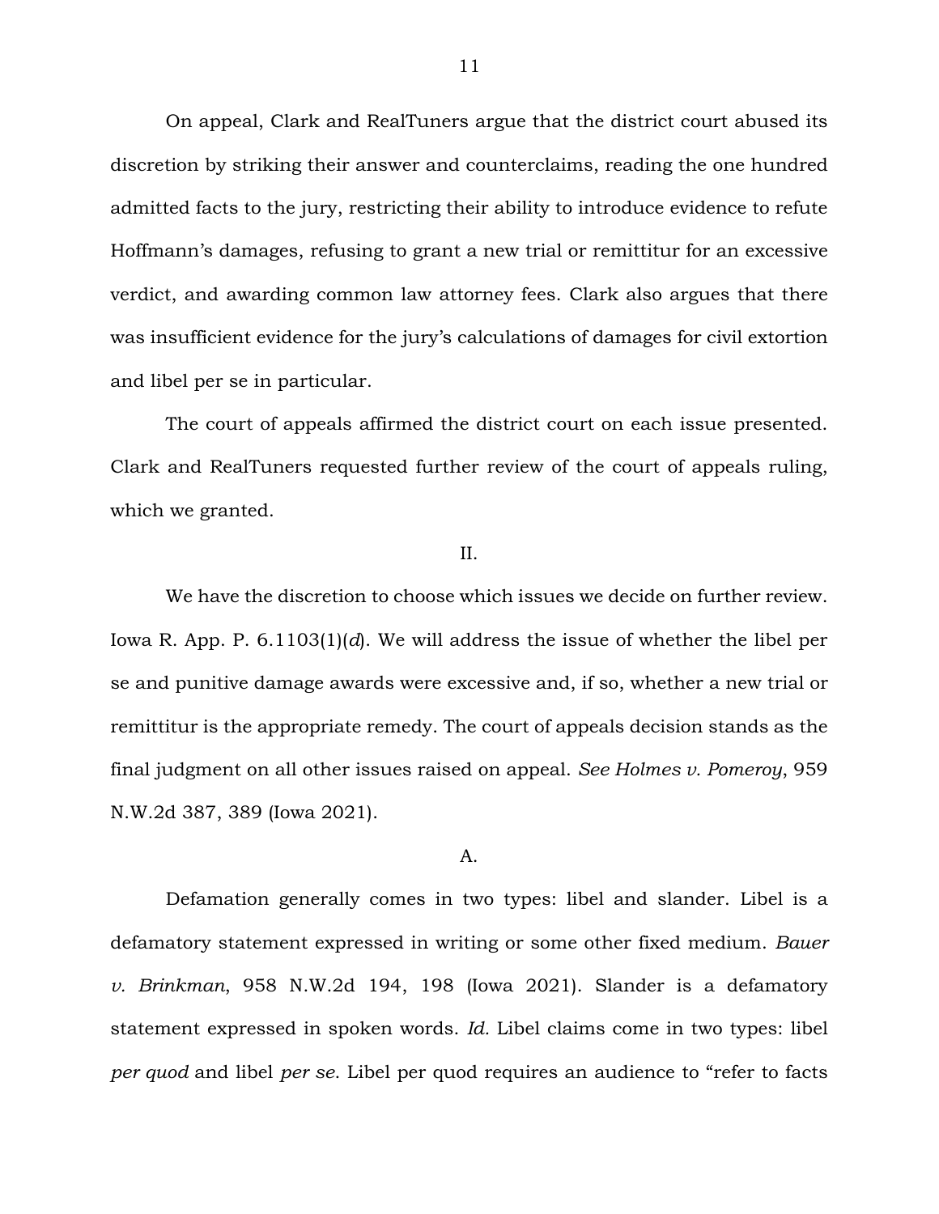On appeal, Clark and RealTuners argue that the district court abused its discretion by striking their answer and counterclaims, reading the one hundred admitted facts to the jury, restricting their ability to introduce evidence to refute Hoffmann's damages, refusing to grant a new trial or remittitur for an excessive verdict, and awarding common law attorney fees. Clark also argues that there was insufficient evidence for the jury's calculations of damages for civil extortion and libel per se in particular.

The court of appeals affirmed the district court on each issue presented. Clark and RealTuners requested further review of the court of appeals ruling, which we granted.

## II.

We have the discretion to choose which issues we decide on further review. Iowa R. App. P. 6.1103(1)(*d*). We will address the issue of whether the libel per se and punitive damage awards were excessive and, if so, whether a new trial or remittitur is the appropriate remedy. The court of appeals decision stands as the final judgment on all other issues raised on appeal. *See Holmes v. Pomeroy*, 959 N.W.2d 387, 389 (Iowa 2021).

### A.

Defamation generally comes in two types: libel and slander. Libel is a defamatory statement expressed in writing or some other fixed medium. *Bauer v. Brinkman*, 958 N.W.2d 194, 198 (Iowa 2021). Slander is a defamatory statement expressed in spoken words. *Id.* Libel claims come in two types: libel *per quod* and libel *per se*. Libel per quod requires an audience to "refer to facts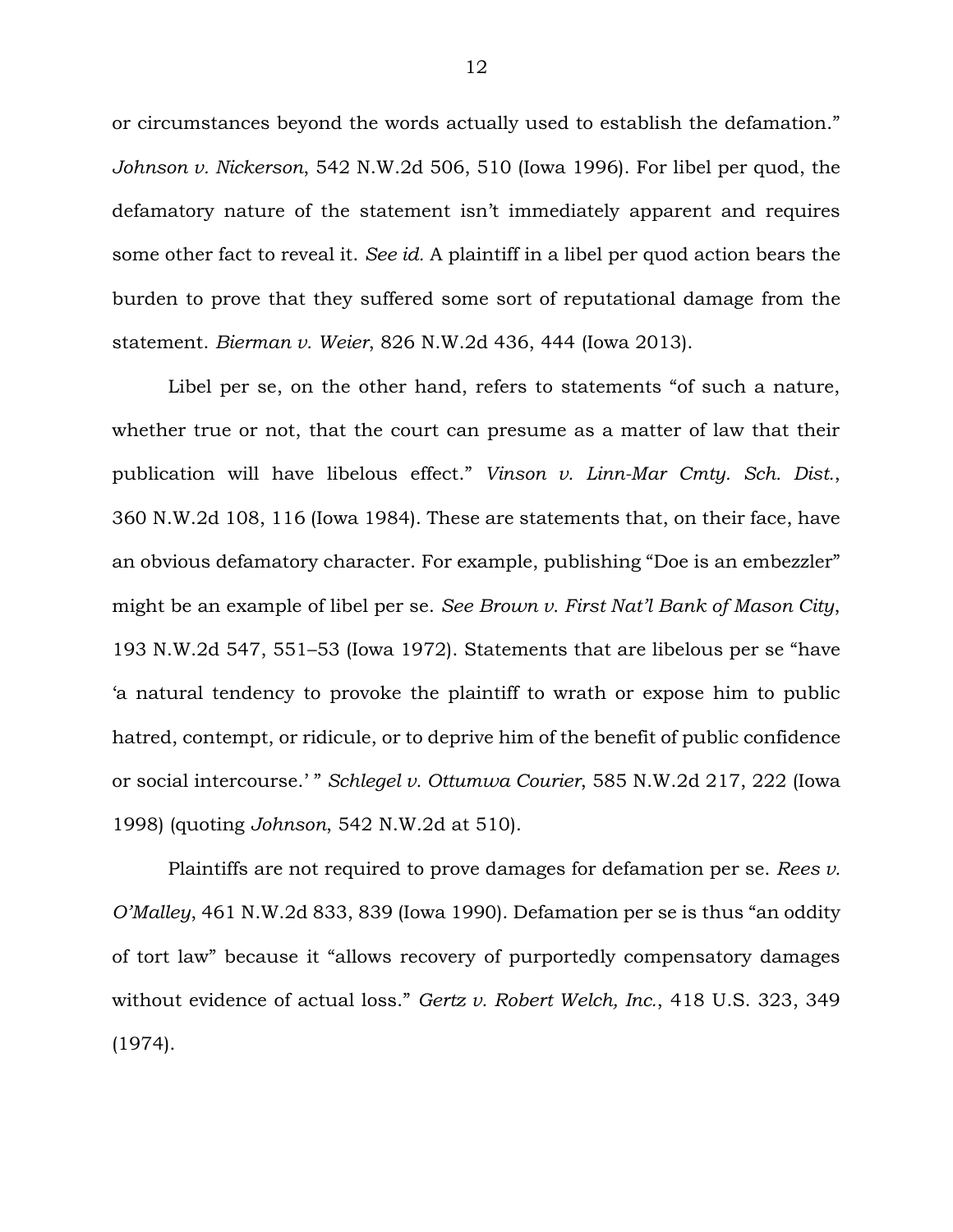or circumstances beyond the words actually used to establish the defamation." *Johnson v. Nickerson*, 542 N.W.2d 506, 510 (Iowa 1996). For libel per quod, the defamatory nature of the statement isn't immediately apparent and requires some other fact to reveal it. *See id.* A plaintiff in a libel per quod action bears the burden to prove that they suffered some sort of reputational damage from the statement. *Bierman v. Weier*, 826 N.W.2d 436, 444 (Iowa 2013).

Libel per se, on the other hand, refers to statements "of such a nature, whether true or not, that the court can presume as a matter of law that their publication will have libelous effect." *Vinson v. Linn-Mar Cmty. Sch. Dist.*, 360 N.W.2d 108, 116 (Iowa 1984). These are statements that, on their face, have an obvious defamatory character. For example, publishing "Doe is an embezzler" might be an example of libel per se. *See Brown v. First Nat'l Bank of Mason City*, 193 N.W.2d 547, 551–53 (Iowa 1972). Statements that are libelous per se "have 'a natural tendency to provoke the plaintiff to wrath or expose him to public hatred, contempt, or ridicule, or to deprive him of the benefit of public confidence or social intercourse.' " *Schlegel v. Ottumwa Courier*, 585 N.W.2d 217, 222 (Iowa 1998) (quoting *Johnson*, 542 N.W.2d at 510).

Plaintiffs are not required to prove damages for defamation per se. *Rees v. O'Malley*, 461 N.W.2d 833, 839 (Iowa 1990). Defamation per se is thus "an oddity of tort law" because it "allows recovery of purportedly compensatory damages without evidence of actual loss." *Gertz v. Robert Welch, Inc.*, 418 U.S. 323, 349 (1974).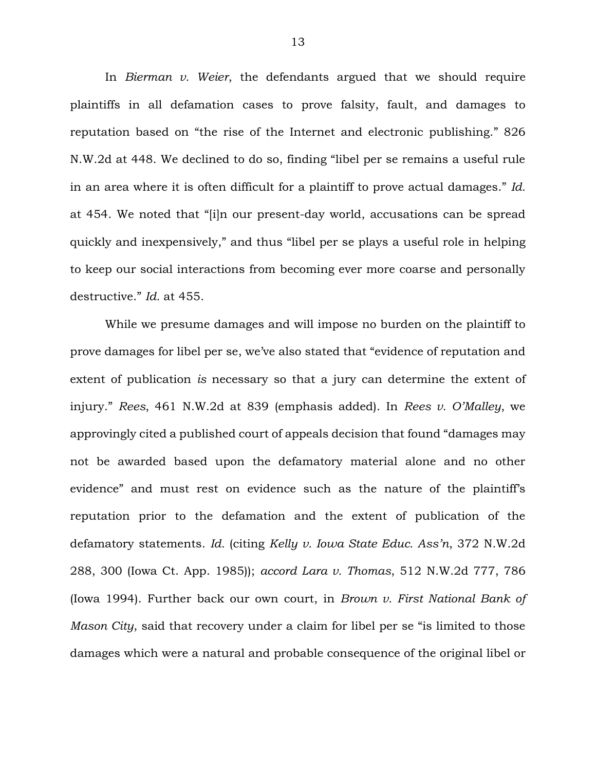In *Bierman v. Weier*, the defendants argued that we should require plaintiffs in all defamation cases to prove falsity, fault, and damages to reputation based on "the rise of the Internet and electronic publishing." 826 N.W.2d at 448. We declined to do so, finding "libel per se remains a useful rule in an area where it is often difficult for a plaintiff to prove actual damages." *Id.* at 454. We noted that "[i]n our present-day world, accusations can be spread quickly and inexpensively," and thus "libel per se plays a useful role in helping to keep our social interactions from becoming ever more coarse and personally destructive." *Id.* at 455.

While we presume damages and will impose no burden on the plaintiff to prove damages for libel per se, we've also stated that "evidence of reputation and extent of publication *is* necessary so that a jury can determine the extent of injury." *Rees*, 461 N.W.2d at 839 (emphasis added). In *Rees v. O'Malley*, we approvingly cited a published court of appeals decision that found "damages may not be awarded based upon the defamatory material alone and no other evidence" and must rest on evidence such as the nature of the plaintiff's reputation prior to the defamation and the extent of publication of the defamatory statements. *Id.* (citing *Kelly v. Iowa State Educ. Ass'n*, 372 N.W.2d 288, 300 (Iowa Ct. App. 1985)); *accord Lara v. Thomas*, 512 N.W.2d 777, 786 (Iowa 1994). Further back our own court, in *Brown v. First National Bank of Mason City*, said that recovery under a claim for libel per se "is limited to those damages which were a natural and probable consequence of the original libel or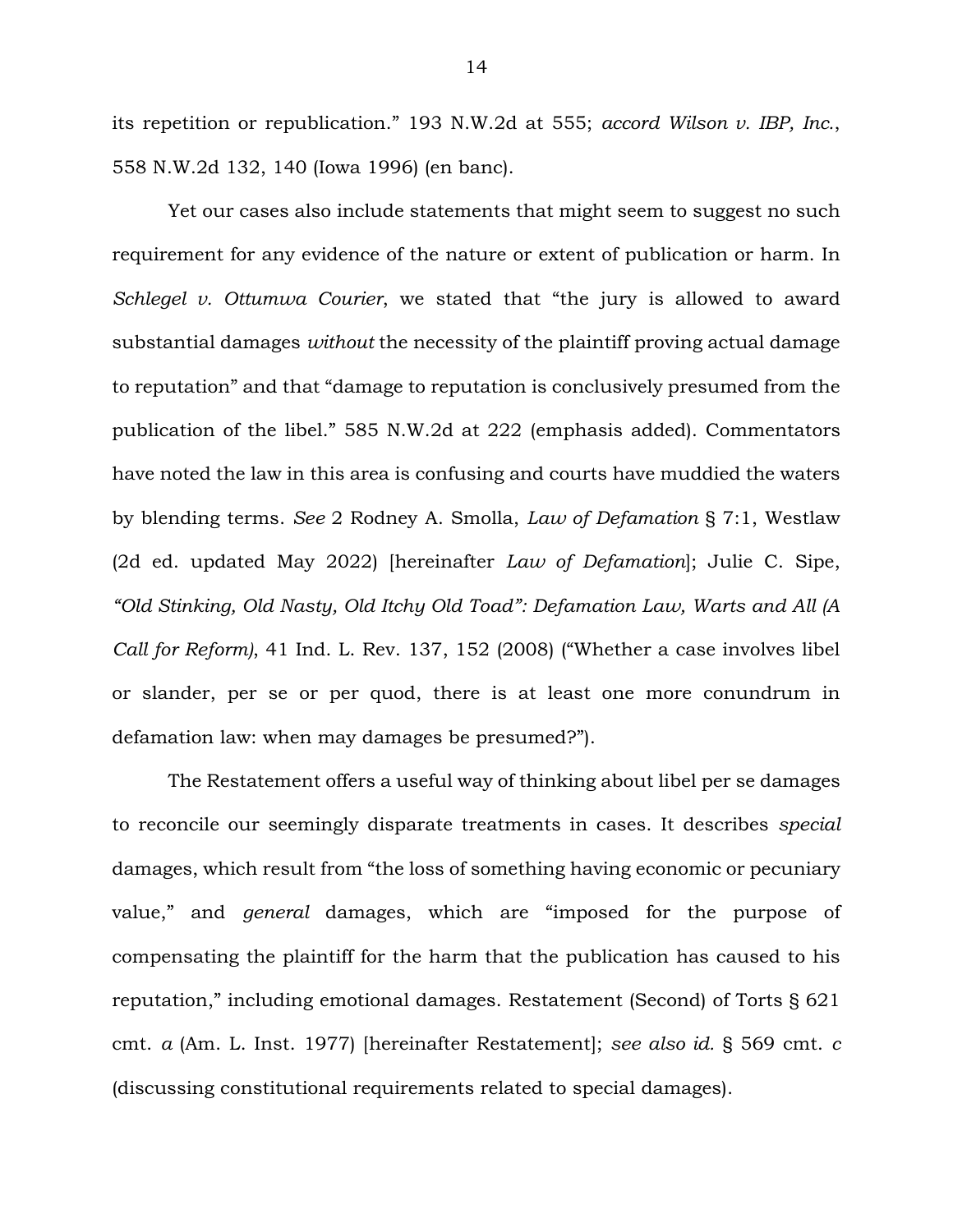its repetition or republication." 193 N.W.2d at 555; *accord Wilson v. IBP, Inc.*, 558 N.W.2d 132, 140 (Iowa 1996) (en banc).

Yet our cases also include statements that might seem to suggest no such requirement for any evidence of the nature or extent of publication or harm. In *Schlegel v. Ottumwa Courier*, we stated that "the jury is allowed to award substantial damages *without* the necessity of the plaintiff proving actual damage to reputation" and that "damage to reputation is conclusively presumed from the publication of the libel." 585 N.W.2d at 222 (emphasis added). Commentators have noted the law in this area is confusing and courts have muddied the waters by blending terms. *See* 2 Rodney A. Smolla, *Law of Defamation* § 7:1, Westlaw (2d ed. updated May 2022) [hereinafter *Law of Defamation*]; Julie C. Sipe, *"Old Stinking, Old Nasty, Old Itchy Old Toad": Defamation Law, Warts and All (A Call for Reform)*, 41 Ind. L. Rev. 137, 152 (2008) ("Whether a case involves libel or slander, per se or per quod, there is at least one more conundrum in defamation law: when may damages be presumed?").

The Restatement offers a useful way of thinking about libel per se damages to reconcile our seemingly disparate treatments in cases. It describes *special* damages, which result from "the loss of something having economic or pecuniary value," and *general* damages, which are "imposed for the purpose of compensating the plaintiff for the harm that the publication has caused to his reputation," including emotional damages. Restatement (Second) of Torts § 621 cmt. *a* (Am. L. Inst. 1977) [hereinafter Restatement]; *see also id.* § 569 cmt. *c* (discussing constitutional requirements related to special damages).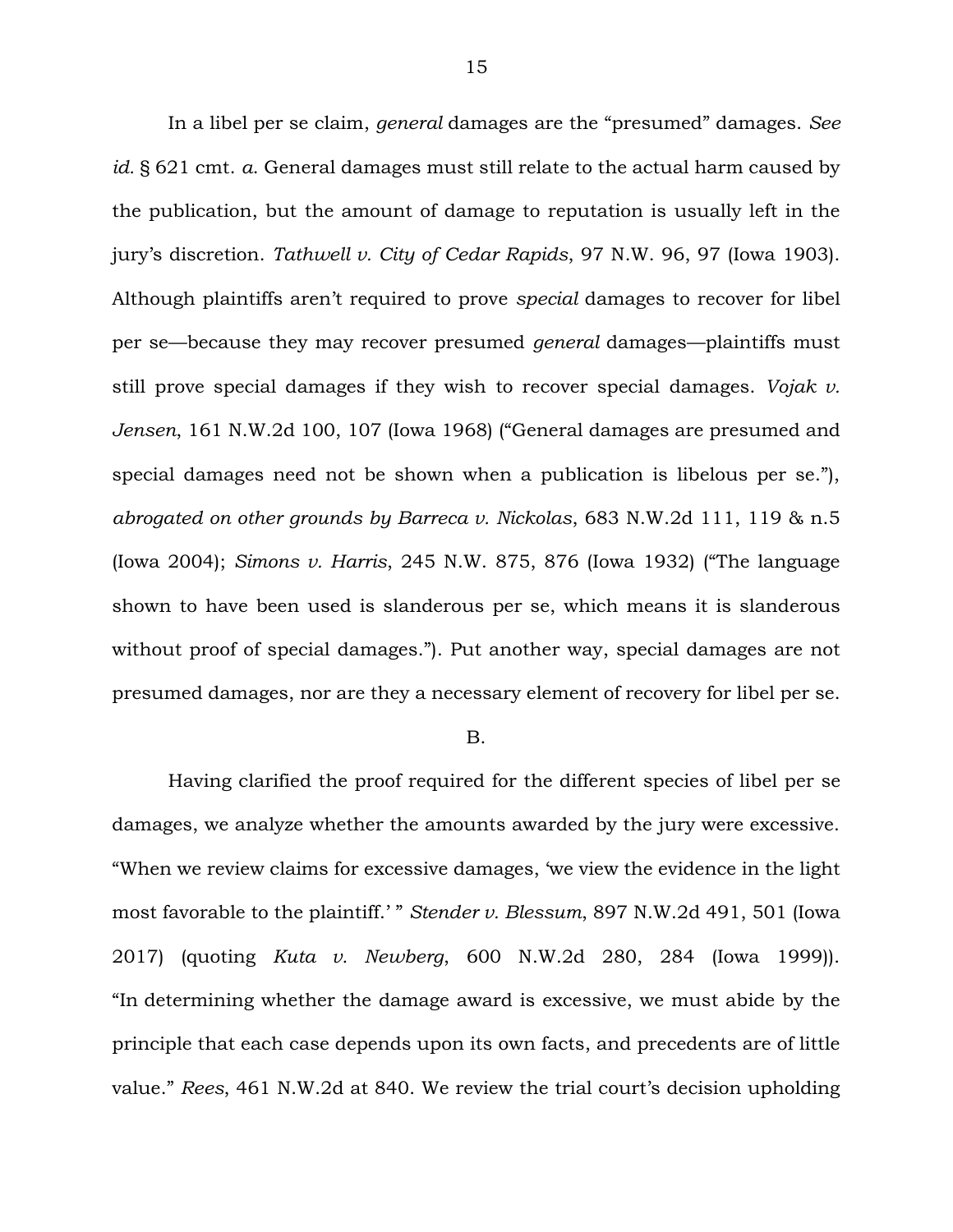In a libel per se claim, *general* damages are the "presumed" damages. *See id.* § 621 cmt. *a*. General damages must still relate to the actual harm caused by the publication, but the amount of damage to reputation is usually left in the jury's discretion. *Tathwell v. City of Cedar Rapids*, 97 N.W. 96, 97 (Iowa 1903). Although plaintiffs aren't required to prove *special* damages to recover for libel per se—because they may recover presumed *general* damages—plaintiffs must still prove special damages if they wish to recover special damages. *Vojak v. Jensen*, 161 N.W.2d 100, 107 (Iowa 1968) ("General damages are presumed and special damages need not be shown when a publication is libelous per se."), *abrogated on other grounds by Barreca v. Nickolas*, 683 N.W.2d 111, 119 & n.5 (Iowa 2004); *Simons v. Harris*, 245 N.W. 875, 876 (Iowa 1932) ("The language shown to have been used is slanderous per se, which means it is slanderous without proof of special damages."). Put another way, special damages are not presumed damages, nor are they a necessary element of recovery for libel per se.

B.

Having clarified the proof required for the different species of libel per se damages, we analyze whether the amounts awarded by the jury were excessive. "When we review claims for excessive damages, 'we view the evidence in the light most favorable to the plaintiff.' " *Stender v. Blessum*, 897 N.W.2d 491, 501 (Iowa 2017) (quoting *Kuta v. Newberg*, 600 N.W.2d 280, 284 (Iowa 1999)). "In determining whether the damage award is excessive, we must abide by the principle that each case depends upon its own facts, and precedents are of little value." *Rees*, 461 N.W.2d at 840. We review the trial court's decision upholding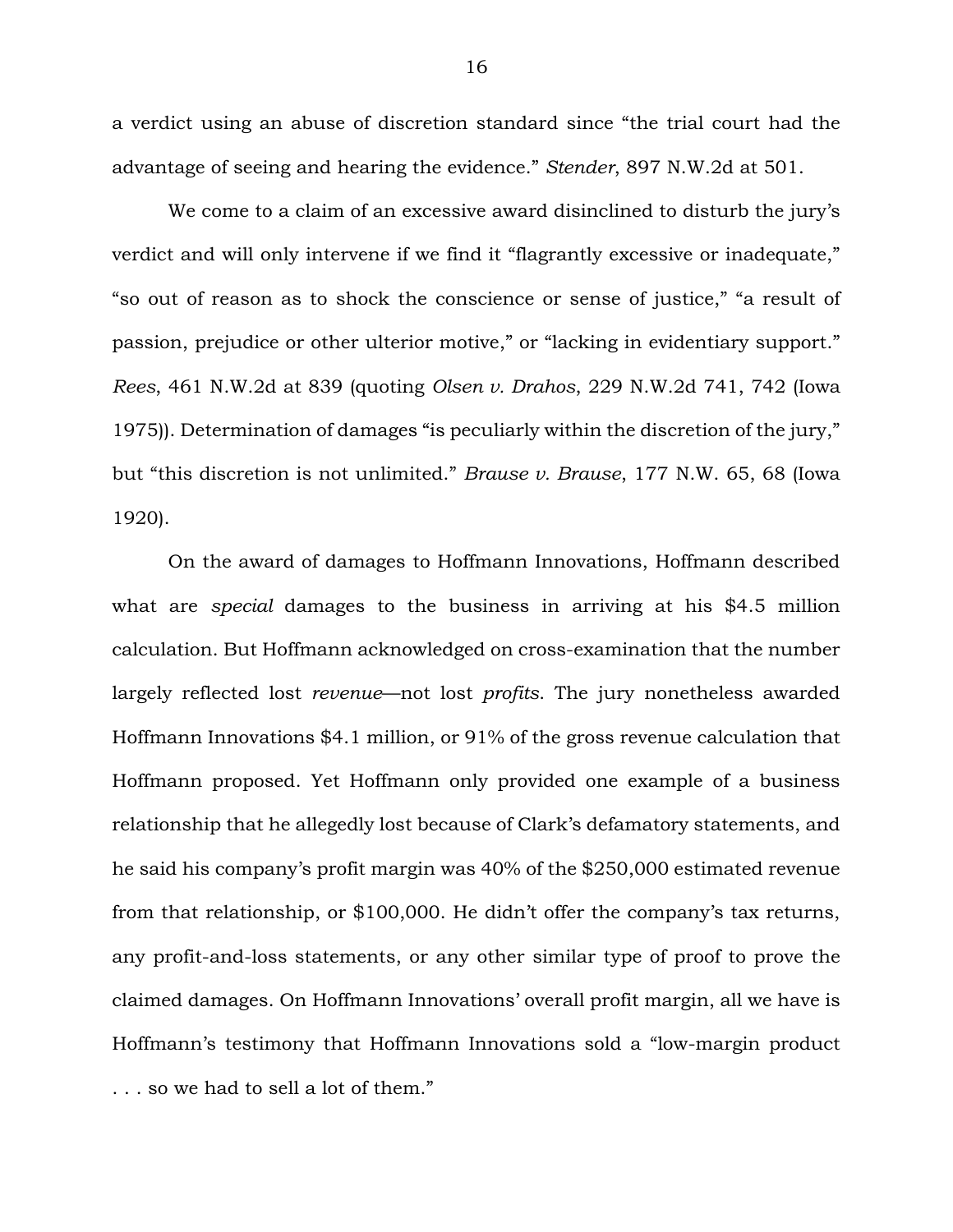a verdict using an abuse of discretion standard since "the trial court had the advantage of seeing and hearing the evidence." *Stender*, 897 N.W.2d at 501.

We come to a claim of an excessive award disinclined to disturb the jury's verdict and will only intervene if we find it "flagrantly excessive or inadequate," "so out of reason as to shock the conscience or sense of justice," "a result of passion, prejudice or other ulterior motive," or "lacking in evidentiary support." *Rees*, 461 N.W.2d at 839 (quoting *Olsen v. Drahos*, 229 N.W.2d 741, 742 (Iowa 1975)). Determination of damages "is peculiarly within the discretion of the jury," but "this discretion is not unlimited." *Brause v. Brause*, 177 N.W. 65, 68 (Iowa 1920).

On the award of damages to Hoffmann Innovations, Hoffmann described what are *special* damages to the business in arriving at his $4.5 million calculation. But Hoffmann acknowledged on cross-examination that the number largely reflected lost *revenue*—not lost *profits*. The jury nonetheless awarded Hoffmann Innovations $4.1 million, or 91% of the gross revenue calculation that Hoffmann proposed. Yet Hoffmann only provided one example of a business relationship that he allegedly lost because of Clark's defamatory statements, and he said his company's profit margin was 40% of the $250,000 estimated revenue from that relationship, or $100,000. He didn't offer the company's tax returns, any profit-and-loss statements, or any other similar type of proof to prove the claimed damages. On Hoffmann Innovations' overall profit margin, all we have is Hoffmann's testimony that Hoffmann Innovations sold a "low-margin product . . . so we had to sell a lot of them."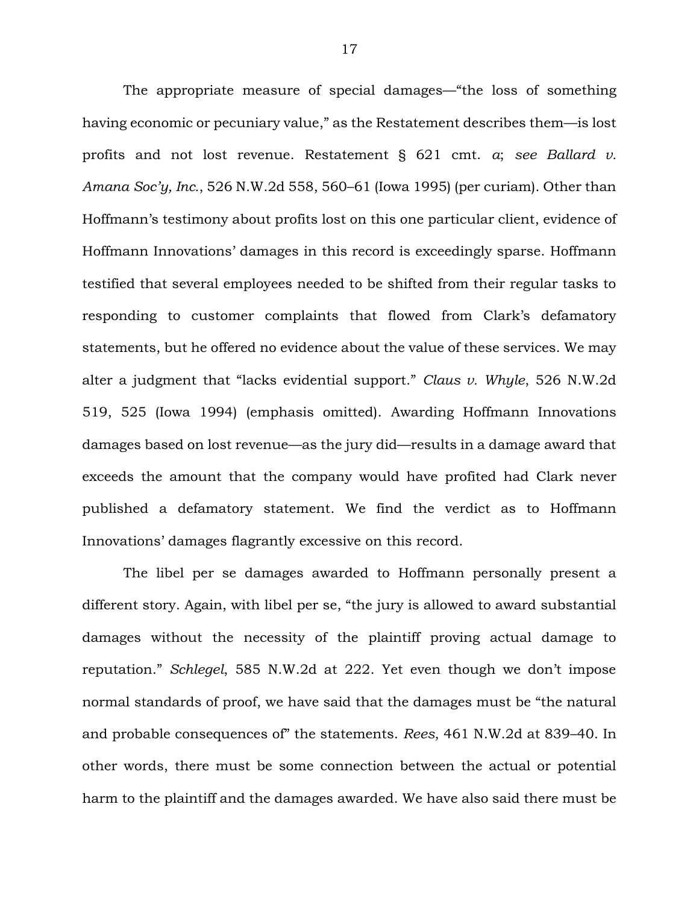The appropriate measure of special damages—"the loss of something having economic or pecuniary value," as the Restatement describes them—is lost profits and not lost revenue. Restatement § 621 cmt. *a*; *see Ballard v. Amana Soc'y, Inc.*, 526 N.W.2d 558, 560–61 (Iowa 1995) (per curiam). Other than Hoffmann's testimony about profits lost on this one particular client, evidence of Hoffmann Innovations' damages in this record is exceedingly sparse. Hoffmann testified that several employees needed to be shifted from their regular tasks to responding to customer complaints that flowed from Clark's defamatory statements, but he offered no evidence about the value of these services. We may alter a judgment that "lacks evidential support." *Claus v. Whyle*, 526 N.W.2d 519, 525 (Iowa 1994) (emphasis omitted). Awarding Hoffmann Innovations damages based on lost revenue—as the jury did—results in a damage award that exceeds the amount that the company would have profited had Clark never published a defamatory statement. We find the verdict as to Hoffmann Innovations' damages flagrantly excessive on this record.

The libel per se damages awarded to Hoffmann personally present a different story. Again, with libel per se, "the jury is allowed to award substantial damages without the necessity of the plaintiff proving actual damage to reputation." *Schlegel*, 585 N.W.2d at 222. Yet even though we don't impose normal standards of proof, we have said that the damages must be "the natural and probable consequences of" the statements. *Rees*, 461 N.W.2d at 839–40. In other words, there must be some connection between the actual or potential harm to the plaintiff and the damages awarded. We have also said there must be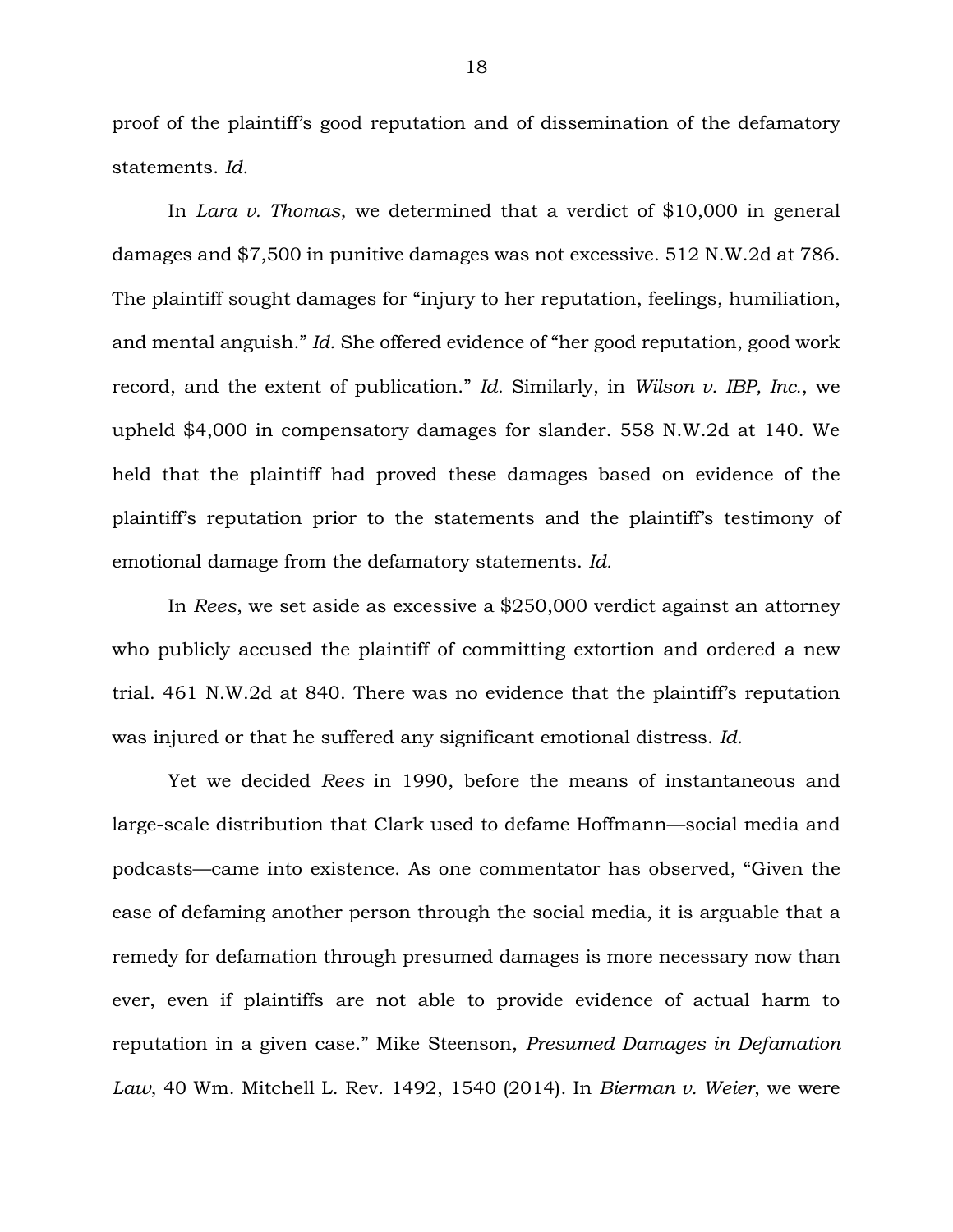proof of the plaintiff's good reputation and of dissemination of the defamatory statements. *Id.*

In *Lara v. Thomas*, we determined that a verdict of $10,000 in general damages and $7,500 in punitive damages was not excessive. 512 N.W.2d at 786. The plaintiff sought damages for "injury to her reputation, feelings, humiliation, and mental anguish." *Id.* She offered evidence of "her good reputation, good work record, and the extent of publication." *Id.* Similarly, in *Wilson v. IBP, Inc.*, we upheld $4,000 in compensatory damages for slander. 558 N.W.2d at 140. We held that the plaintiff had proved these damages based on evidence of the plaintiff's reputation prior to the statements and the plaintiff's testimony of emotional damage from the defamatory statements. *Id.*

In *Rees*, we set aside as excessive a $250,000 verdict against an attorney who publicly accused the plaintiff of committing extortion and ordered a new trial. 461 N.W.2d at 840. There was no evidence that the plaintiff's reputation was injured or that he suffered any significant emotional distress. *Id.*

Yet we decided *Rees* in 1990, before the means of instantaneous and large-scale distribution that Clark used to defame Hoffmann—social media and podcasts—came into existence. As one commentator has observed, "Given the ease of defaming another person through the social media, it is arguable that a remedy for defamation through presumed damages is more necessary now than ever, even if plaintiffs are not able to provide evidence of actual harm to reputation in a given case." Mike Steenson, *Presumed Damages in Defamation Law*, 40 Wm. Mitchell L. Rev. 1492, 1540 (2014). In *Bierman v. Weier*, we were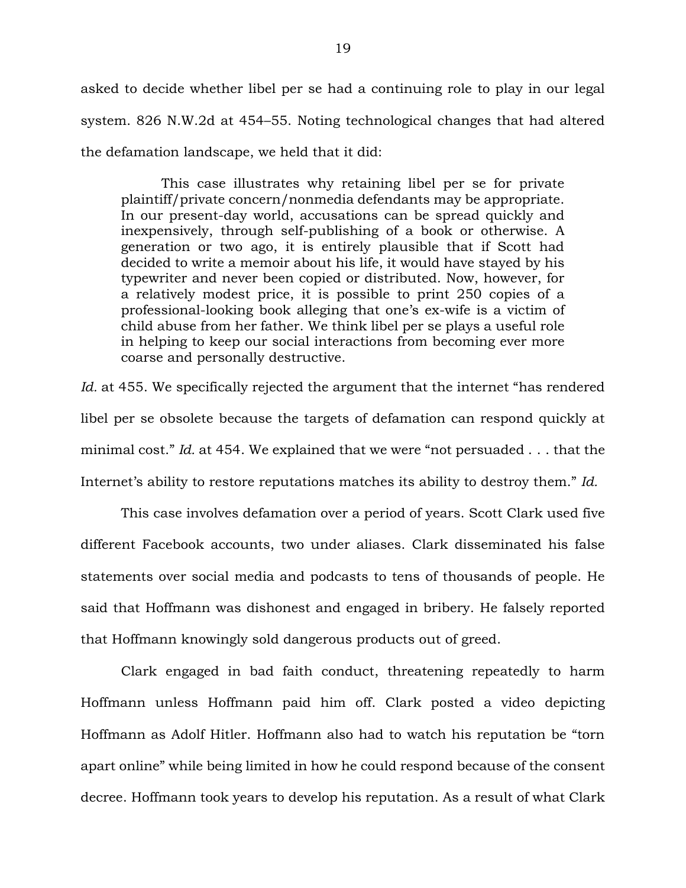asked to decide whether libel per se had a continuing role to play in our legal system. 826 N.W.2d at 454–55. Noting technological changes that had altered the defamation landscape, we held that it did:

> This case illustrates why retaining libel per se for private plaintiff/private concern/nonmedia defendants may be appropriate. In our present-day world, accusations can be spread quickly and inexpensively, through self-publishing of a book or otherwise. A generation or two ago, it is entirely plausible that if Scott had decided to write a memoir about his life, it would have stayed by his typewriter and never been copied or distributed. Now, however, for a relatively modest price, it is possible to print 250 copies of a professional-looking book alleging that one's ex-wife is a victim of child abuse from her father. We think libel per se plays a useful role in helping to keep our social interactions from becoming ever more coarse and personally destructive.

*Id.* at 455. We specifically rejected the argument that the internet "has rendered libel per se obsolete because the targets of defamation can respond quickly at minimal cost." *Id.* at 454. We explained that we were "not persuaded . . . that the Internet's ability to restore reputations matches its ability to destroy them." *Id.*

This case involves defamation over a period of years. Scott Clark used five different Facebook accounts, two under aliases. Clark disseminated his false statements over social media and podcasts to tens of thousands of people. He said that Hoffmann was dishonest and engaged in bribery. He falsely reported that Hoffmann knowingly sold dangerous products out of greed.

Clark engaged in bad faith conduct, threatening repeatedly to harm Hoffmann unless Hoffmann paid him off. Clark posted a video depicting Hoffmann as Adolf Hitler. Hoffmann also had to watch his reputation be "torn apart online" while being limited in how he could respond because of the consent decree. Hoffmann took years to develop his reputation. As a result of what Clark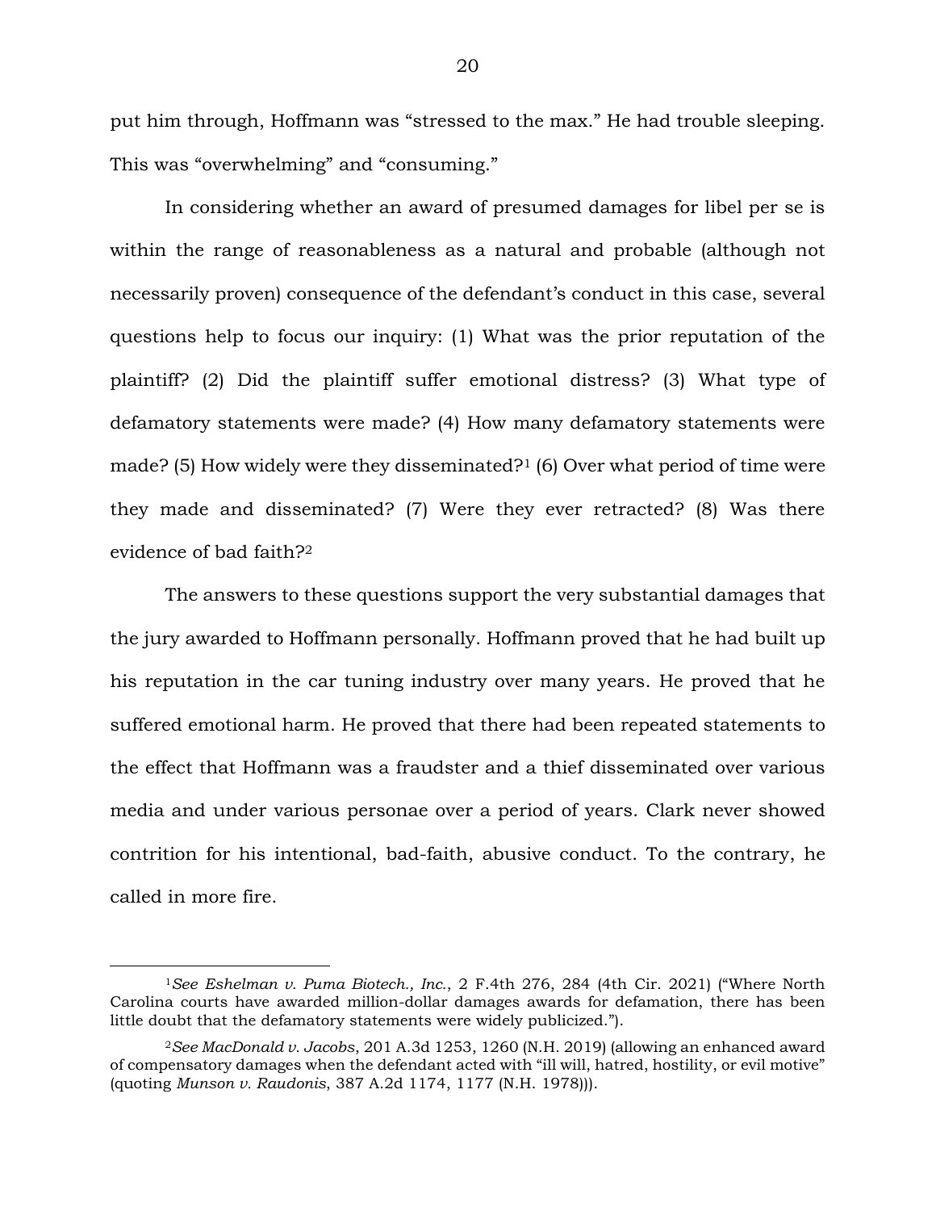put him through, Hoffmann was "stressed to the max." He had trouble sleeping. This was "overwhelming" and "consuming."

In considering whether an award of presumed damages for libel per se is within the range of reasonableness as a natural and probable (although not necessarily proven) consequence of the defendant's conduct in this case, several questions help to focus our inquiry: (1) What was the prior reputation of the plaintiff? (2) Did the plaintiff suffer emotional distress? (3) What type of defamatory statements were made? (4) How many defamatory statements were made? (5) How widely were they disseminated?[1] (6) Over what period of time were they made and disseminated? (7) Were they ever retracted? (8) Was there evidence of bad faith?[2]

The answers to these questions support the very substantial damages that the jury awarded to Hoffmann personally. Hoffmann proved that he had built up his reputation in the car tuning industry over many years. He proved that he suffered emotional harm. He proved that there had been repeated statements to the effect that Hoffmann was a fraudster and a thief disseminated over various media and under various personae over a period of years. Clark never showed contrition for his intentional, bad-faith, abusive conduct. To the contrary, he called in more fire.

---

[1]*See Eshelman v. Puma Biotech., Inc.*, 2 F.4th 276, 284 (4th Cir. 2021) ("Where North Carolina courts have awarded million-dollar damages awards for defamation, there has been little doubt that the defamatory statements were widely publicized.").

[2]*See MacDonald v. Jacobs*, 201 A.3d 1253, 1260 (N.H. 2019) (allowing an enhanced award of compensatory damages when the defendant acted with "ill will, hatred, hostility, or evil motive" (quoting *Munson v. Raudonis*, 387 A.2d 1174, 1177 (N.H. 1978))).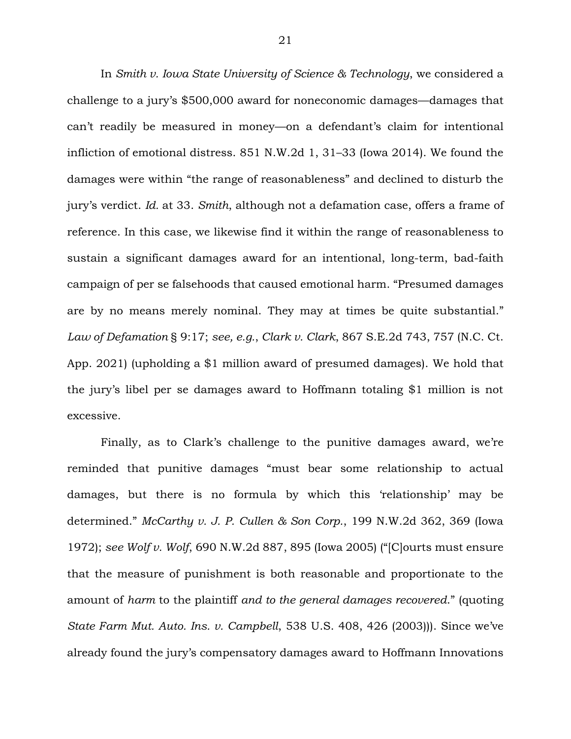In *Smith v. Iowa State University of Science & Technology*, we considered a challenge to a jury's $500,000 award for noneconomic damages—damages that can't readily be measured in money—on a defendant's claim for intentional infliction of emotional distress. 851 N.W.2d 1, 31–33 (Iowa 2014). We found the damages were within "the range of reasonableness" and declined to disturb the jury's verdict. *Id.* at 33. *Smith*, although not a defamation case, offers a frame of reference. In this case, we likewise find it within the range of reasonableness to sustain a significant damages award for an intentional, long-term, bad-faith campaign of per se falsehoods that caused emotional harm. "Presumed damages are by no means merely nominal. They may at times be quite substantial." *Law of Defamation* § 9:17; *see, e.g.*, *Clark v. Clark*, 867 S.E.2d 743, 757 (N.C. Ct. App. 2021) (upholding a $1 million award of presumed damages). We hold that the jury's libel per se damages award to Hoffmann totaling $1 million is not excessive.

Finally, as to Clark's challenge to the punitive damages award, we're reminded that punitive damages "must bear some relationship to actual damages, but there is no formula by which this 'relationship' may be determined." *McCarthy v. J. P. Cullen & Son Corp.*, 199 N.W.2d 362, 369 (Iowa 1972); *see Wolf v. Wolf*, 690 N.W.2d 887, 895 (Iowa 2005) ("[C]ourts must ensure that the measure of punishment is both reasonable and proportionate to the amount of *harm* to the plaintiff *and to the general damages recovered*." (quoting *State Farm Mut. Auto. Ins. v. Campbell*, 538 U.S. 408, 426 (2003))). Since we've already found the jury's compensatory damages award to Hoffmann Innovations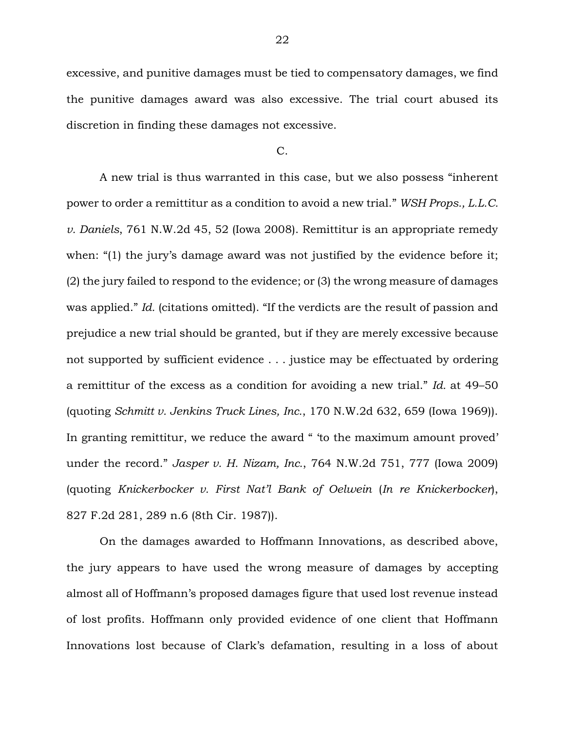excessive, and punitive damages must be tied to compensatory damages, we find the punitive damages award was also excessive. The trial court abused its discretion in finding these damages not excessive.

C.

A new trial is thus warranted in this case, but we also possess "inherent power to order a remittitur as a condition to avoid a new trial." *WSH Props., L.L.C. v. Daniels*, 761 N.W.2d 45, 52 (Iowa 2008). Remittitur is an appropriate remedy when: "(1) the jury's damage award was not justified by the evidence before it; (2) the jury failed to respond to the evidence; or (3) the wrong measure of damages was applied." *Id.* (citations omitted). "If the verdicts are the result of passion and prejudice a new trial should be granted, but if they are merely excessive because not supported by sufficient evidence . . . justice may be effectuated by ordering a remittitur of the excess as a condition for avoiding a new trial." *Id.* at 49–50 (quoting *Schmitt v. Jenkins Truck Lines, Inc.*, 170 N.W.2d 632, 659 (Iowa 1969)). In granting remittitur, we reduce the award " 'to the maximum amount proved' under the record." *Jasper v. H. Nizam, Inc.*, 764 N.W.2d 751, 777 (Iowa 2009) (quoting *Knickerbocker v. First Nat'l Bank of Oelwein* (*In re Knickerbocker*), 827 F.2d 281, 289 n.6 (8th Cir. 1987)).

On the damages awarded to Hoffmann Innovations, as described above, the jury appears to have used the wrong measure of damages by accepting almost all of Hoffmann's proposed damages figure that used lost revenue instead of lost profits. Hoffmann only provided evidence of one client that Hoffmann Innovations lost because of Clark's defamation, resulting in a loss of about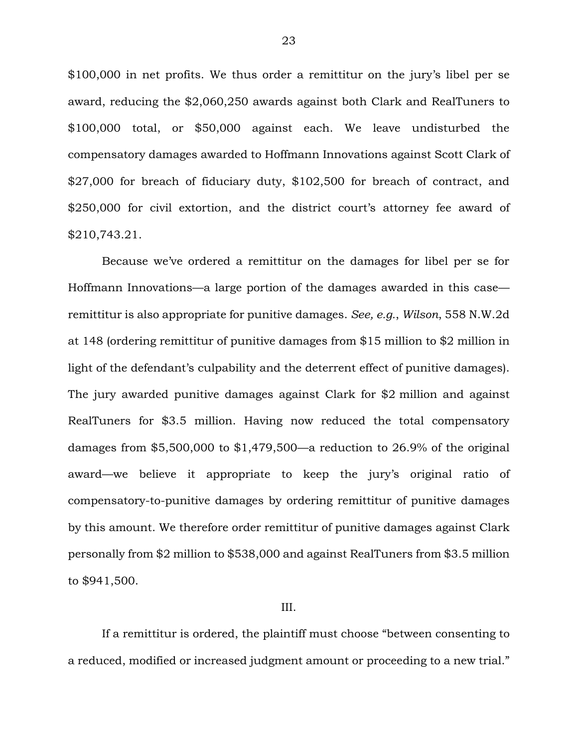$100,000 in net profits. We thus order a remittitur on the jury's libel per se award, reducing the $2,060,250 awards against both Clark and RealTuners to $100,000 total, or $50,000 against each. We leave undisturbed the compensatory damages awarded to Hoffmann Innovations against Scott Clark of $27,000 for breach of fiduciary duty, $102,500 for breach of contract, and $250,000 for civil extortion, and the district court's attorney fee award of $210,743.21.

Because we've ordered a remittitur on the damages for libel per se for Hoffmann Innovations—a large portion of the damages awarded in this case—remittitur is also appropriate for punitive damages. *See, e.g.*, *Wilson*, 558 N.W.2d at 148 (ordering remittitur of punitive damages from $15 million to $2 million in light of the defendant's culpability and the deterrent effect of punitive damages). The jury awarded punitive damages against Clark for $2 million and against RealTuners for $3.5 million. Having now reduced the total compensatory damages from $5,500,000 to $1,479,500—a reduction to 26.9% of the original award—we believe it appropriate to keep the jury's original ratio of compensatory-to-punitive damages by ordering remittitur of punitive damages by this amount. We therefore order remittitur of punitive damages against Clark personally from $2 million to $538,000 and against RealTuners from $3.5 million to $941,500.

III.

If a remittitur is ordered, the plaintiff must choose "between consenting to a reduced, modified or increased judgment amount or proceeding to a new trial."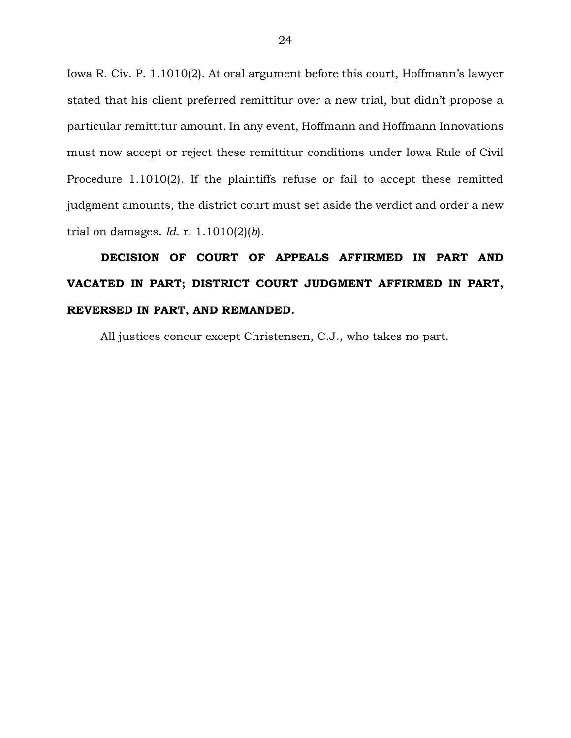Iowa R. Civ. P. 1.1010(2). At oral argument before this court, Hoffmann's lawyer stated that his client preferred remittitur over a new trial, but didn't propose a particular remittitur amount. In any event, Hoffmann and Hoffmann Innovations must now accept or reject these remittitur conditions under Iowa Rule of Civil Procedure 1.1010(2). If the plaintiffs refuse or fail to accept these remitted judgment amounts, the district court must set aside the verdict and order a new trial on damages. *Id.* r. 1.1010(2)(*b*).

**DECISION OF COURT OF APPEALS AFFIRMED IN PART AND VACATED IN PART; DISTRICT COURT JUDGMENT AFFIRMED IN PART, REVERSED IN PART, AND REMANDED.**

All justices concur except Christensen, C.J., who takes no part.